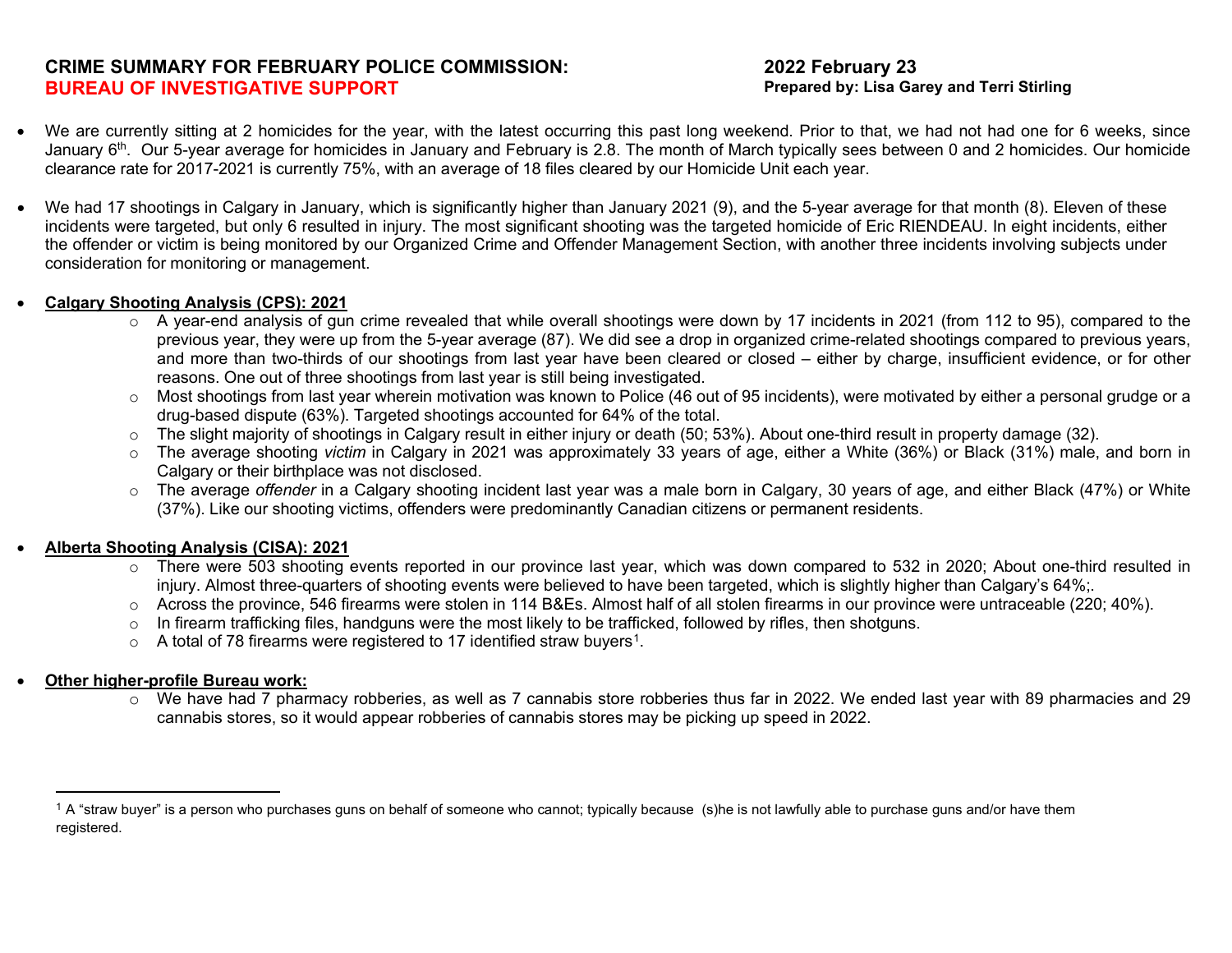# CRIME SUMMARY FOR FEBRUARY POLICE COMMISSION: BUREAU OF INVESTIGATIVE SUPPORT

**2022 February 23**
**Prepared by: Lisa Garey and Terri Stirling**

- We are currently sitting at 2 homicides for the year, with the latest occurring this past long weekend. Prior to that, we had not had one for 6 weeks, since January 6th. Our 5-year average for homicides in January and February is 2.8. The month of March typically sees between 0 and 2 homicides. Our homicide clearance rate for 2017-2021 is currently 75%, with an average of 18 files cleared by our Homicide Unit each year.

- We had 17 shootings in Calgary in January, which is significantly higher than January 2021 (9), and the 5-year average for that month (8). Eleven of these incidents were targeted, but only 6 resulted in injury. The most significant shooting was the targeted homicide of Eric RIENDEAU. In eight incidents, either the offender or victim is being monitored by our Organized Crime and Offender Management Section, with another three incidents involving subjects under consideration for monitoring or management.

- **Calgary Shooting Analysis (CPS): 2021**
  - A year-end analysis of gun crime revealed that while overall shootings were down by 17 incidents in 2021 (from 112 to 95), compared to the previous year, they were up from the 5-year average (87). We did see a drop in organized crime-related shootings compared to previous years, and more than two-thirds of our shootings from last year have been cleared or closed – either by charge, insufficient evidence, or for other reasons. One out of three shootings from last year is still being investigated.
  - Most shootings from last year wherein motivation was known to Police (46 out of 95 incidents), were motivated by either a personal grudge or a drug-based dispute (63%). Targeted shootings accounted for 64% of the total.
  - The slight majority of shootings in Calgary result in either injury or death (50; 53%). About one-third result in property damage (32).
  - The average shooting *victim* in Calgary in 2021 was approximately 33 years of age, either a White (36%) or Black (31%) male, and born in Calgary or their birthplace was not disclosed.
  - The average *offender* in a Calgary shooting incident last year was a male born in Calgary, 30 years of age, and either Black (47%) or White (37%). Like our shooting victims, offenders were predominantly Canadian citizens or permanent residents.

- **Alberta Shooting Analysis (CISA): 2021**
  - There were 503 shooting events reported in our province last year, which was down compared to 532 in 2020; About one-third resulted in injury. Almost three-quarters of shooting events were believed to have been targeted, which is slightly higher than Calgary's 64%;.
  - Across the province, 546 firearms were stolen in 114 B&Es. Almost half of all stolen firearms in our province were untraceable (220; 40%).
  - In firearm trafficking files, handguns were the most likely to be trafficked, followed by rifles, then shotguns.
  - A total of 78 firearms were registered to 17 identified straw buyers[1].

- **Other higher-profile Bureau work:**
  - We have had 7 pharmacy robberies, as well as 7 cannabis store robberies thus far in 2022. We ended last year with 89 pharmacies and 29 cannabis stores, so it would appear robberies of cannabis stores may be picking up speed in 2022.

---

[1] A "straw buyer" is a person who purchases guns on behalf of someone who cannot; typically because (s)he is not lawfully able to purchase guns and/or have them registered.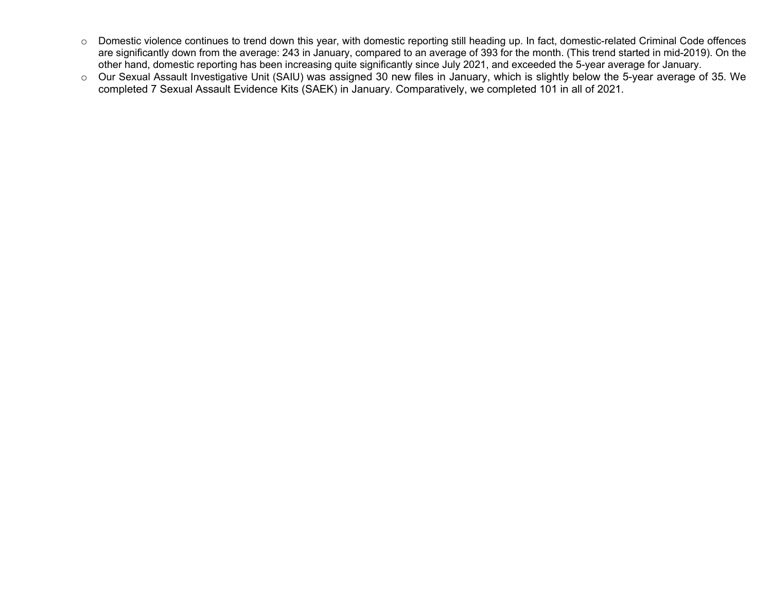- Domestic violence continues to trend down this year, with domestic reporting still heading up. In fact, domestic-related Criminal Code offences are significantly down from the average: 243 in January, compared to an average of 393 for the month. (This trend started in mid-2019). On the other hand, domestic reporting has been increasing quite significantly since July 2021, and exceeded the 5-year average for January.
- Our Sexual Assault Investigative Unit (SAIU) was assigned 30 new files in January, which is slightly below the 5-year average of 35. We completed 7 Sexual Assault Evidence Kits (SAEK) in January. Comparatively, we completed 101 in all of 2021.